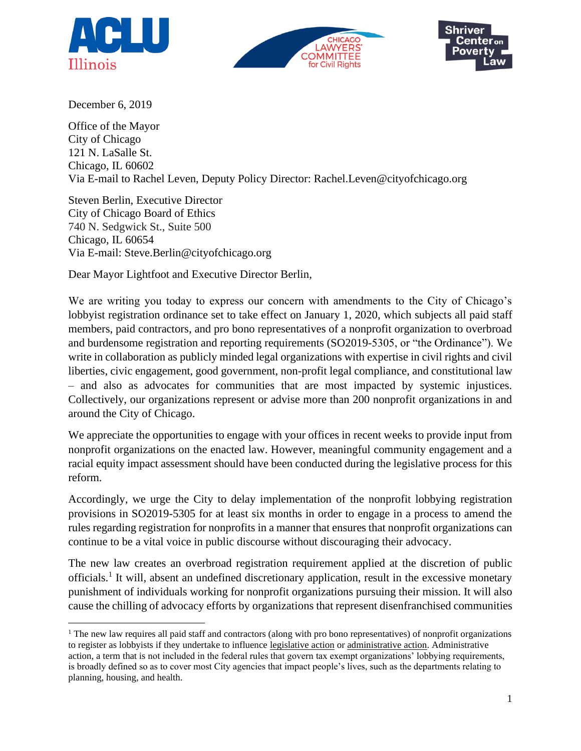ACLU Illinois | Chicago Lawyers' Committee for Civil Rights | Shriver Center on Poverty Law

December 6, 2019

Office of the Mayor
City of Chicago
121 N. LaSalle St.
Chicago, IL 60602
Via E-mail to Rachel Leven, Deputy Policy Director: Rachel.Leven@cityofchicago.org

Steven Berlin, Executive Director
City of Chicago Board of Ethics
740 N. Sedgwick St., Suite 500
Chicago, IL 60654
Via E-mail: Steve.Berlin@cityofchicago.org

Dear Mayor Lightfoot and Executive Director Berlin,

We are writing you today to express our concern with amendments to the City of Chicago's lobbyist registration ordinance set to take effect on January 1, 2020, which subjects all paid staff members, paid contractors, and pro bono representatives of a nonprofit organization to overbroad and burdensome registration and reporting requirements (SO2019-5305, or "the Ordinance"). We write in collaboration as publicly minded legal organizations with expertise in civil rights and civil liberties, civic engagement, good government, non-profit legal compliance, and constitutional law – and also as advocates for communities that are most impacted by systemic injustices. Collectively, our organizations represent or advise more than 200 nonprofit organizations in and around the City of Chicago.

We appreciate the opportunities to engage with your offices in recent weeks to provide input from nonprofit organizations on the enacted law. However, meaningful community engagement and a racial equity impact assessment should have been conducted during the legislative process for this reform.

Accordingly, we urge the City to delay implementation of the nonprofit lobbying registration provisions in SO2019-5305 for at least six months in order to engage in a process to amend the rules regarding registration for nonprofits in a manner that ensures that nonprofit organizations can continue to be a vital voice in public discourse without discouraging their advocacy.

The new law creates an overbroad registration requirement applied at the discretion of public officials.[1] It will, absent an undefined discretionary application, result in the excessive monetary punishment of individuals working for nonprofit organizations pursuing their mission. It will also cause the chilling of advocacy efforts by organizations that represent disenfranchised communities

---

[1] The new law requires all paid staff and contractors (along with pro bono representatives) of nonprofit organizations to register as lobbyists if they undertake to influence legislative action or administrative action. Administrative action, a term that is not included in the federal rules that govern tax exempt organizations' lobbying requirements, is broadly defined so as to cover most City agencies that impact people's lives, such as the departments relating to planning, housing, and health.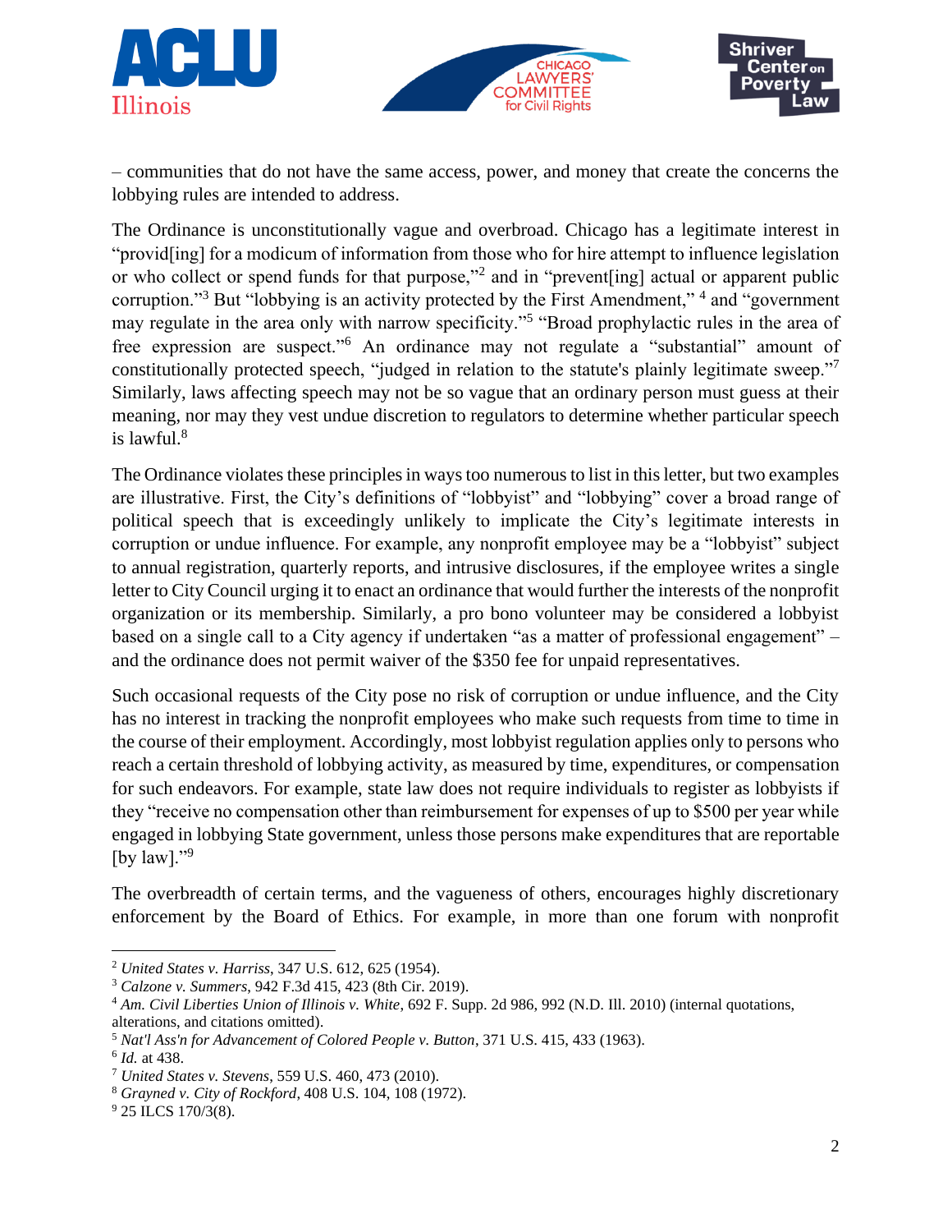– communities that do not have the same access, power, and money that create the concerns the lobbying rules are intended to address.

The Ordinance is unconstitutionally vague and overbroad. Chicago has a legitimate interest in "provid[ing] for a modicum of information from those who for hire attempt to influence legislation or who collect or spend funds for that purpose,"[2] and in "prevent[ing] actual or apparent public corruption."[3] But "lobbying is an activity protected by the First Amendment,"[4] and "government may regulate in the area only with narrow specificity."[5] "Broad prophylactic rules in the area of free expression are suspect."[6] An ordinance may not regulate a "substantial" amount of constitutionally protected speech, "judged in relation to the statute's plainly legitimate sweep."[7] Similarly, laws affecting speech may not be so vague that an ordinary person must guess at their meaning, nor may they vest undue discretion to regulators to determine whether particular speech is lawful.[8]

The Ordinance violates these principles in ways too numerous to list in this letter, but two examples are illustrative. First, the City's definitions of "lobbyist" and "lobbying" cover a broad range of political speech that is exceedingly unlikely to implicate the City's legitimate interests in corruption or undue influence. For example, any nonprofit employee may be a "lobbyist" subject to annual registration, quarterly reports, and intrusive disclosures, if the employee writes a single letter to City Council urging it to enact an ordinance that would further the interests of the nonprofit organization or its membership. Similarly, a pro bono volunteer may be considered a lobbyist based on a single call to a City agency if undertaken "as a matter of professional engagement" – and the ordinance does not permit waiver of the $350 fee for unpaid representatives.

Such occasional requests of the City pose no risk of corruption or undue influence, and the City has no interest in tracking the nonprofit employees who make such requests from time to time in the course of their employment. Accordingly, most lobbyist regulation applies only to persons who reach a certain threshold of lobbying activity, as measured by time, expenditures, or compensation for such endeavors. For example, state law does not require individuals to register as lobbyists if they "receive no compensation other than reimbursement for expenses of up to $500 per year while engaged in lobbying State government, unless those persons make expenditures that are reportable [by law]."[9]

The overbreadth of certain terms, and the vagueness of others, encourages highly discretionary enforcement by the Board of Ethics. For example, in more than one forum with nonprofit

---

[2] *United States v. Harriss*, 347 U.S. 612, 625 (1954).

[3] *Calzone v. Summers*, 942 F.3d 415, 423 (8th Cir. 2019).

[4] *Am. Civil Liberties Union of Illinois v. White*, 692 F. Supp. 2d 986, 992 (N.D. Ill. 2010) (internal quotations, alterations, and citations omitted).

[5] *Nat'l Ass'n for Advancement of Colored People v. Button*, 371 U.S. 415, 433 (1963).

[6] *Id.* at 438.

[7] *United States v. Stevens*, 559 U.S. 460, 473 (2010).

[8] *Grayned v. City of Rockford*, 408 U.S. 104, 108 (1972).

[9] 25 ILCS 170/3(8).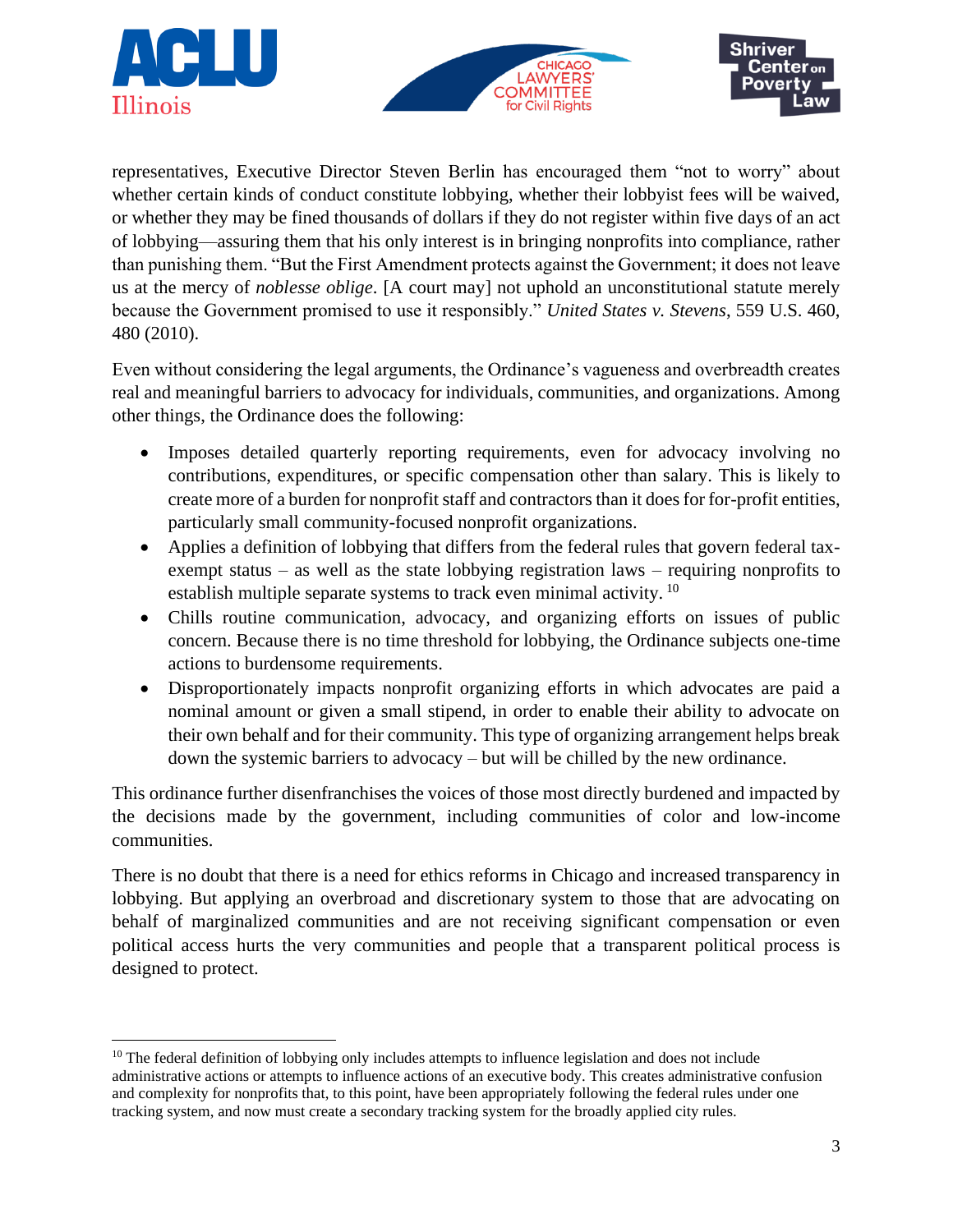representatives, Executive Director Steven Berlin has encouraged them "not to worry" about whether certain kinds of conduct constitute lobbying, whether their lobbyist fees will be waived, or whether they may be fined thousands of dollars if they do not register within five days of an act of lobbying—assuring them that his only interest is in bringing nonprofits into compliance, rather than punishing them. "But the First Amendment protects against the Government; it does not leave us at the mercy of *noblesse oblige*. [A court may] not uphold an unconstitutional statute merely because the Government promised to use it responsibly." *United States v. Stevens*, 559 U.S. 460, 480 (2010).

Even without considering the legal arguments, the Ordinance's vagueness and overbreadth creates real and meaningful barriers to advocacy for individuals, communities, and organizations. Among other things, the Ordinance does the following:

- Imposes detailed quarterly reporting requirements, even for advocacy involving no contributions, expenditures, or specific compensation other than salary. This is likely to create more of a burden for nonprofit staff and contractors than it does for for-profit entities, particularly small community-focused nonprofit organizations.
- Applies a definition of lobbying that differs from the federal rules that govern federal tax-exempt status – as well as the state lobbying registration laws – requiring nonprofits to establish multiple separate systems to track even minimal activity. [10]
- Chills routine communication, advocacy, and organizing efforts on issues of public concern. Because there is no time threshold for lobbying, the Ordinance subjects one-time actions to burdensome requirements.
- Disproportionately impacts nonprofit organizing efforts in which advocates are paid a nominal amount or given a small stipend, in order to enable their ability to advocate on their own behalf and for their community. This type of organizing arrangement helps break down the systemic barriers to advocacy – but will be chilled by the new ordinance.

This ordinance further disenfranchises the voices of those most directly burdened and impacted by the decisions made by the government, including communities of color and low-income communities.

There is no doubt that there is a need for ethics reforms in Chicago and increased transparency in lobbying. But applying an overbroad and discretionary system to those that are advocating on behalf of marginalized communities and are not receiving significant compensation or even political access hurts the very communities and people that a transparent political process is designed to protect.

---

[10] The federal definition of lobbying only includes attempts to influence legislation and does not include administrative actions or attempts to influence actions of an executive body. This creates administrative confusion and complexity for nonprofits that, to this point, have been appropriately following the federal rules under one tracking system, and now must create a secondary tracking system for the broadly applied city rules.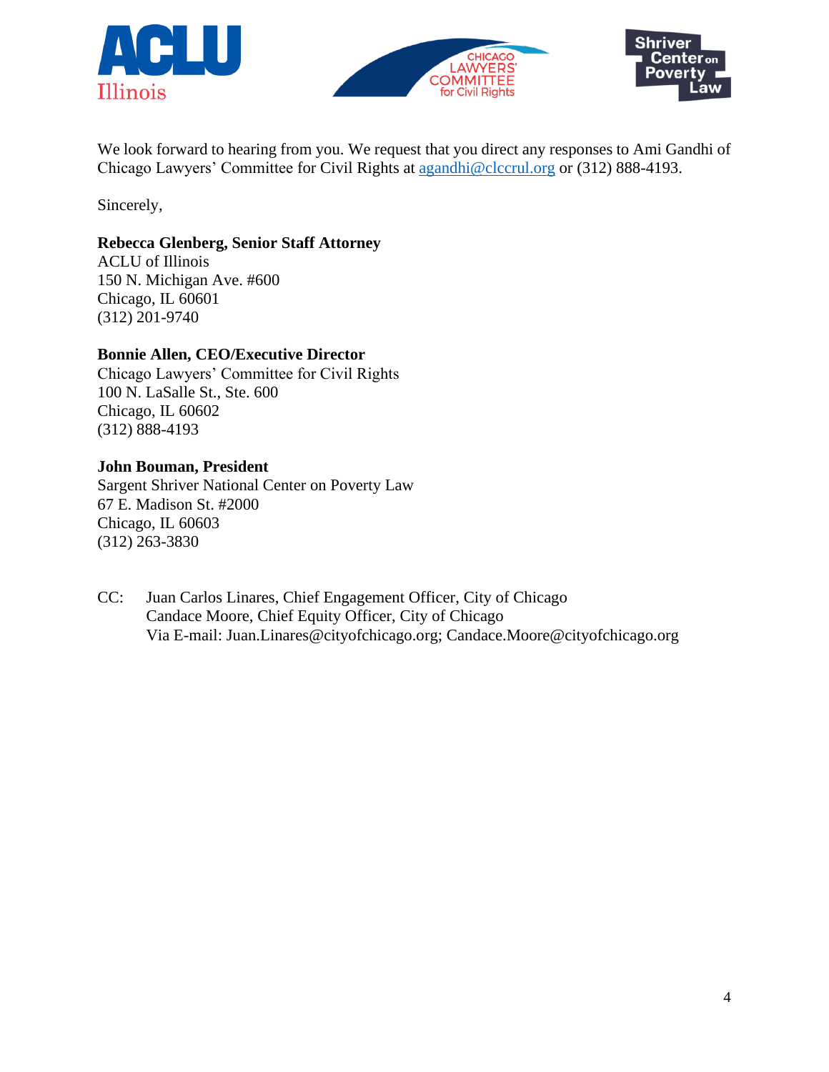We look forward to hearing from you. We request that you direct any responses to Ami Gandhi of Chicago Lawyers' Committee for Civil Rights at agandhi@clccrul.org or (312) 888-4193.

Sincerely,

**Rebecca Glenberg, Senior Staff Attorney**
ACLU of Illinois
150 N. Michigan Ave. #600
Chicago, IL 60601
(312) 201-9740

**Bonnie Allen, CEO/Executive Director**
Chicago Lawyers' Committee for Civil Rights
100 N. LaSalle St., Ste. 600
Chicago, IL 60602
(312) 888-4193

**John Bouman, President**
Sargent Shriver National Center on Poverty Law
67 E. Madison St. #2000
Chicago, IL 60603
(312) 263-3830

CC: Juan Carlos Linares, Chief Engagement Officer, City of Chicago
Candace Moore, Chief Equity Officer, City of Chicago
Via E-mail: Juan.Linares@cityofchicago.org; Candace.Moore@cityofchicago.org